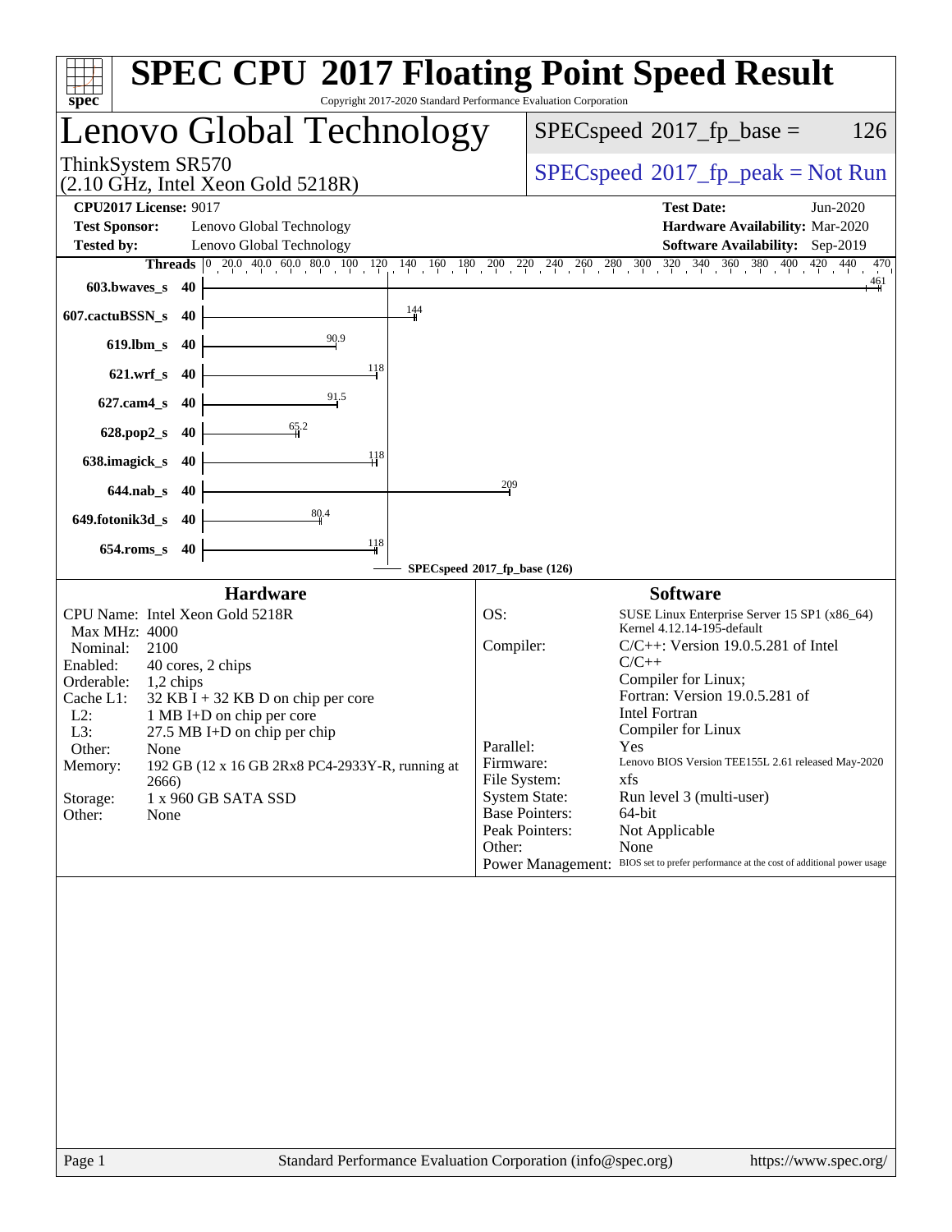# SPEC CPU 2017 Floating Point Speed Result

Copyright 2017-2020 Standard Performance Evaluation Corporation

## Lenovo Global Technology

ThinkSystem SR570
(2.10 GHz, Intel Xeon Gold 5218R)

SPECspeed 2017_fp_base = 126

SPECspeed 2017_fp_peak = Not Run

**CPU2017 License:** 9017
**Test Sponsor:** Lenovo Global Technology
**Tested by:** Lenovo Global Technology

**Test Date:** Jun-2020
**Hardware Availability:** Mar-2020
**Software Availability:** Sep-2019

| Benchmark | Threads | SPECspeed 2017_fp_base |
|---|---|---|
| 603.bwaves_s | 40 | 461 |
| 607.cactuBSSN_s | 40 | 144 |
| 619.lbm_s | 40 | 90.9 |
| 621.wrf_s | 40 | 118 |
| 627.cam4_s | 40 | 91.5 |
| 628.pop2_s | 40 | 65.2 |
| 638.imagick_s | 40 | 118 |
| 644.nab_s | 40 | 209 |
| 649.fotonik3d_s | 40 | 80.4 |
| 654.roms_s | 40 | 118 |

SPECspeed 2017_fp_base (126)

### Hardware

| | |
|---|---|
| CPU Name: | Intel Xeon Gold 5218R |
| Max MHz: | 4000 |
| Nominal: | 2100 |
| Enabled: | 40 cores, 2 chips |
| Orderable: | 1,2 chips |
| Cache L1: | 32 KB I + 32 KB D on chip per core |
| L2: | 1 MB I+D on chip per core |
| L3: | 27.5 MB I+D on chip per chip |
| Other: | None |
| Memory: | 192 GB (12 x 16 GB 2Rx8 PC4-2933Y-R, running at 2666) |
| Storage: | 1 x 960 GB SATA SSD |
| Other: | None |

### Software

| | |
|---|---|
| OS: | SUSE Linux Enterprise Server 15 SP1 (x86_64) Kernel 4.12.14-195-default |
| Compiler: | C/C++: Version 19.0.5.281 of Intel C/C++ Compiler for Linux; Fortran: Version 19.0.5.281 of Intel Fortran Compiler for Linux |
| Parallel: | Yes |
| Firmware: | Lenovo BIOS Version TEE155L 2.61 released May-2020 |
| File System: | xfs |
| System State: | Run level 3 (multi-user) |
| Base Pointers: | 64-bit |
| Peak Pointers: | Not Applicable |
| Other: | None |
| Power Management: | BIOS set to prefer performance at the cost of additional power usage |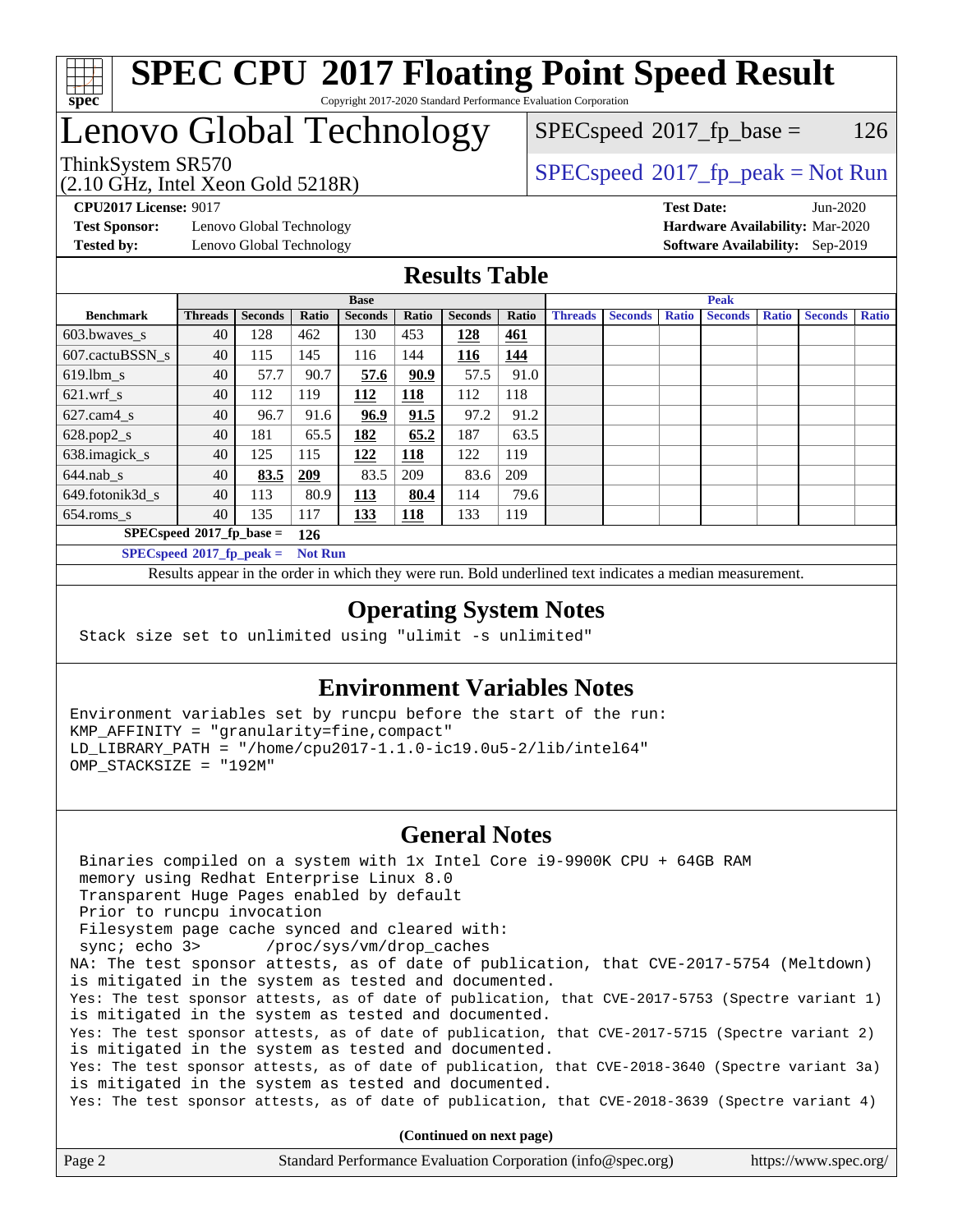# SPEC CPU 2017 Floating Point Speed Result

Copyright 2017-2020 Standard Performance Evaluation Corporation

# Lenovo Global Technology

ThinkSystem SR570
(2.10 GHz, Intel Xeon Gold 5218R)

SPECspeed 2017_fp_base = 126

SPECspeed 2017_fp_peak = Not Run

**CPU2017 License:** 9017
**Test Sponsor:** Lenovo Global Technology
**Tested by:** Lenovo Global Technology

**Test Date:** Jun-2020
**Hardware Availability:** Mar-2020
**Software Availability:** Sep-2019

## Results Table

| Benchmark | Base | | | | | | | Peak | | | | | | |
|---|---|---|---|---|---|---|---|---|---|---|---|---|---|---|
| | Threads | Seconds | Ratio | Seconds | Ratio | Seconds | Ratio | Threads | Seconds | Ratio | Seconds | Ratio | Seconds | Ratio |
| 603.bwaves_s | 40 | 128 | 462 | 130 | 453 | **128** | **461** | | | | | | | |
| 607.cactuBSSN_s | 40 | 115 | 145 | 116 | 144 | **116** | **144** | | | | | | | |
| 619.lbm_s | 40 | 57.7 | 90.7 | **57.6** | **90.9** | 57.5 | 91.0 | | | | | | | |
| 621.wrf_s | 40 | 112 | 119 | **112** | **118** | 112 | 118 | | | | | | | |
| 627.cam4_s | 40 | 96.7 | 91.6 | **96.9** | **91.5** | 97.2 | 91.2 | | | | | | | |
| 628.pop2_s | 40 | 181 | 65.5 | **182** | **65.2** | 187 | 63.5 | | | | | | | |
| 638.imagick_s | 40 | 125 | 115 | **122** | **118** | 122 | 119 | | | | | | | |
| 644.nab_s | 40 | **83.5** | **209** | 83.5 | 209 | 83.6 | 209 | | | | | | | |
| 649.fotonik3d_s | 40 | 113 | 80.9 | **113** | **80.4** | 114 | 79.6 | | | | | | | |
| 654.roms_s | 40 | 135 | 117 | **133** | **118** | 133 | 119 | | | | | | | |

**SPECspeed 2017_fp_base = 126**

**SPECspeed 2017_fp_peak = Not Run**

Results appear in the order in which they were run. Bold underlined text indicates a median measurement.

## Operating System Notes

```
Stack size set to unlimited using "ulimit -s unlimited"
```

## Environment Variables Notes

```
Environment variables set by runcpu before the start of the run:
KMP_AFFINITY = "granularity=fine,compact"
LD_LIBRARY_PATH = "/home/cpu2017-1.1.0-ic19.0u5-2/lib/intel64"
OMP_STACKSIZE = "192M"
```

## General Notes

```
 Binaries compiled on a system with 1x Intel Core i9-9900K CPU + 64GB RAM
 memory using Redhat Enterprise Linux 8.0
 Transparent Huge Pages enabled by default
 Prior to runcpu invocation
 Filesystem page cache synced and cleared with:
 sync; echo 3>       /proc/sys/vm/drop_caches
NA: The test sponsor attests, as of date of publication, that CVE-2017-5754 (Meltdown)
is mitigated in the system as tested and documented.
Yes: The test sponsor attests, as of date of publication, that CVE-2017-5753 (Spectre variant 1)
is mitigated in the system as tested and documented.
Yes: The test sponsor attests, as of date of publication, that CVE-2017-5715 (Spectre variant 2)
is mitigated in the system as tested and documented.
Yes: The test sponsor attests, as of date of publication, that CVE-2018-3640 (Spectre variant 3a)
is mitigated in the system as tested and documented.
Yes: The test sponsor attests, as of date of publication, that CVE-2018-3639 (Spectre variant 4)
```

**(Continued on next page)**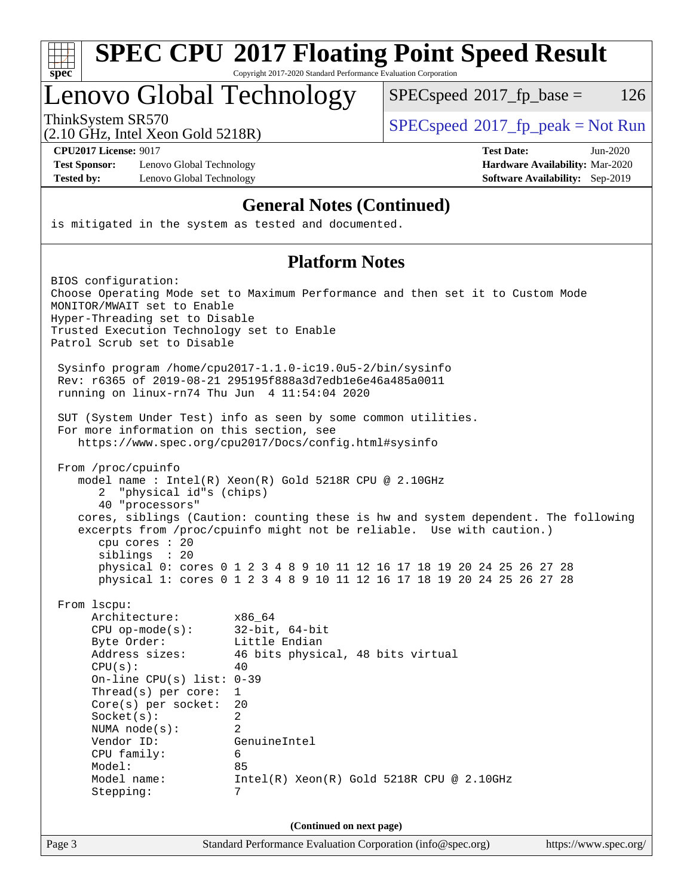## General Notes (Continued)

```
is mitigated in the system as tested and documented.
```

## Platform Notes

```
BIOS configuration:
Choose Operating Mode set to Maximum Performance and then set it to Custom Mode
MONITOR/MWAIT set to Enable
Hyper-Threading set to Disable
Trusted Execution Technology set to Enable
Patrol Scrub set to Disable

 Sysinfo program /home/cpu2017-1.1.0-ic19.0u5-2/bin/sysinfo
 Rev: r6365 of 2019-08-21 295195f888a3d7edb1e6e46a485a0011
 running on linux-rn74 Thu Jun  4 11:54:04 2020

 SUT (System Under Test) info as seen by some common utilities.
 For more information on this section, see
    https://www.spec.org/cpu2017/Docs/config.html#sysinfo

 From /proc/cpuinfo
    model name : Intel(R) Xeon(R) Gold 5218R CPU @ 2.10GHz
       2  "physical id"s (chips)
       40 "processors"
    cores, siblings (Caution: counting these is hw and system dependent. The following
    excerpts from /proc/cpuinfo might not be reliable.  Use with caution.)
       cpu cores : 20
       siblings  : 20
       physical 0: cores 0 1 2 3 4 8 9 10 11 12 16 17 18 19 20 24 25 26 27 28
       physical 1: cores 0 1 2 3 4 8 9 10 11 12 16 17 18 19 20 24 25 26 27 28

 From lscpu:
      Architecture:        x86_64
      CPU op-mode(s):      32-bit, 64-bit
      Byte Order:          Little Endian
      Address sizes:       46 bits physical, 48 bits virtual
      CPU(s):              40
      On-line CPU(s) list: 0-39
      Thread(s) per core:  1
      Core(s) per socket:  20
      Socket(s):           2
      NUMA node(s):        2
      Vendor ID:           GenuineIntel
      CPU family:          6
      Model:               85
      Model name:          Intel(R) Xeon(R) Gold 5218R CPU @ 2.10GHz
      Stepping:            7
```

**(Continued on next page)**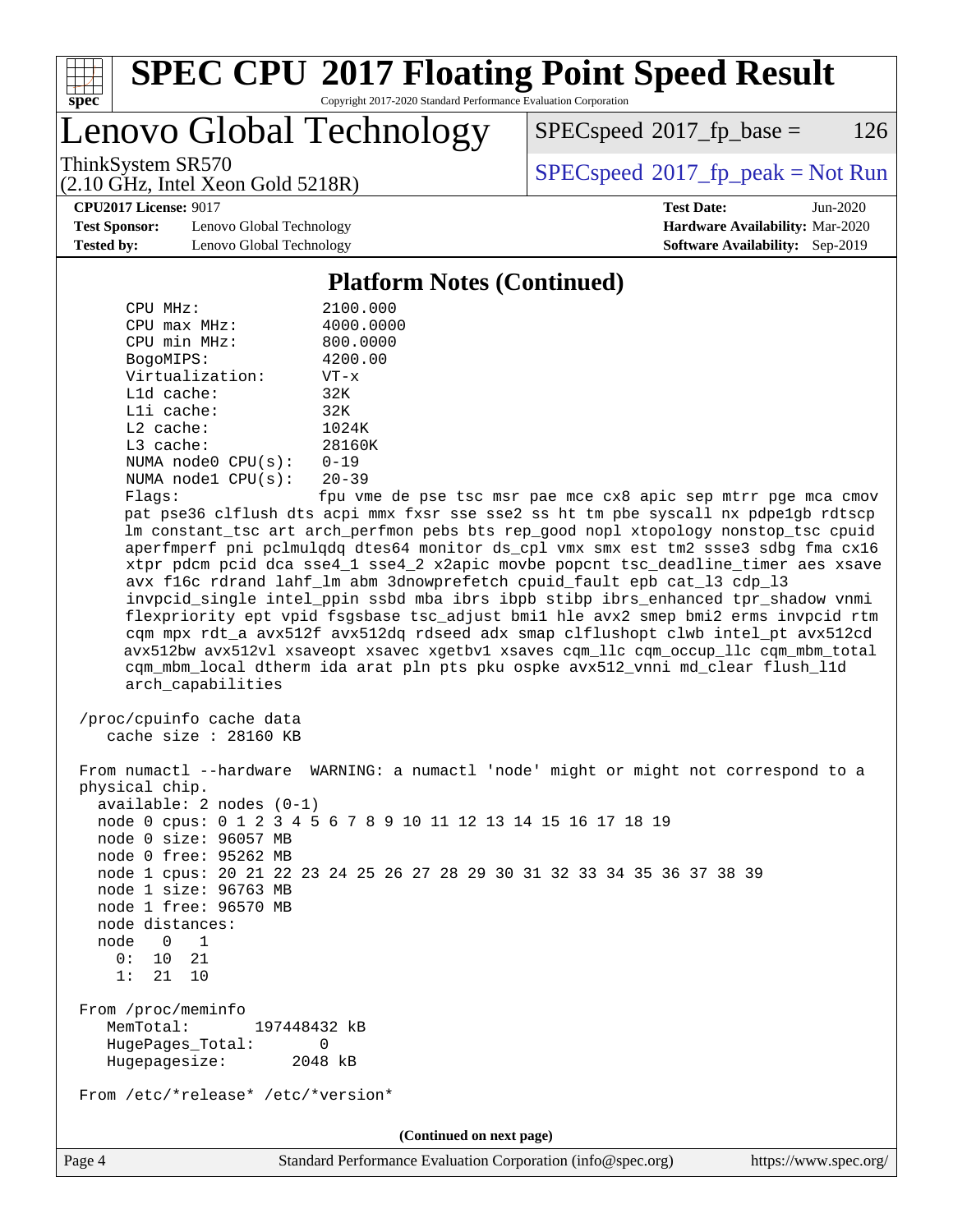## Platform Notes (Continued)

```
    CPU MHz:               2100.000
    CPU max MHz:           4000.0000
    CPU min MHz:           800.0000
    BogoMIPS:              4200.00
    Virtualization:        VT-x
    L1d cache:             32K
    L1i cache:             32K
    L2 cache:              1024K
    L3 cache:              28160K
    NUMA node0 CPU(s):     0-19
    NUMA node1 CPU(s):     20-39
    Flags:                 fpu vme de pse tsc msr pae mce cx8 apic sep mtrr pge mca cmov
    pat pse36 clflush dts acpi mmx fxsr sse sse2 ss ht tm pbe syscall nx pdpe1gb rdtscp
    lm constant_tsc art arch_perfmon pebs bts rep_good nopl xtopology nonstop_tsc cpuid
    aperfmperf pni pclmulqdq dtes64 monitor ds_cpl vmx smx est tm2 ssse3 sdbg fma cx16
    xtpr pdcm pcid dca sse4_1 sse4_2 x2apic movbe popcnt tsc_deadline_timer aes xsave
    avx f16c rdrand lahf_lm abm 3dnowprefetch cpuid_fault epb cat_l3 cdp_l3
    invpcid_single intel_ppin ssbd mba ibrs ibpb stibp ibrs_enhanced tpr_shadow vnmi
    flexpriority ept vpid fsgsbase tsc_adjust bmi1 hle avx2 smep bmi2 erms invpcid rtm
    cqm mpx rdt_a avx512f avx512dq rdseed adx smap clflushopt clwb intel_pt avx512cd
    avx512bw avx512vl xsaveopt xsavec xgetbv1 xsaves cqm_llc cqm_occup_llc cqm_mbm_total
    cqm_mbm_local dtherm ida arat pln pts pku ospke avx512_vnni md_clear flush_l1d
    arch_capabilities

 /proc/cpuinfo cache data
    cache size : 28160 KB

 From numactl --hardware  WARNING: a numactl 'node' might or might not correspond to a
 physical chip.
   available: 2 nodes (0-1)
   node 0 cpus: 0 1 2 3 4 5 6 7 8 9 10 11 12 13 14 15 16 17 18 19
   node 0 size: 96057 MB
   node 0 free: 95262 MB
   node 1 cpus: 20 21 22 23 24 25 26 27 28 29 30 31 32 33 34 35 36 37 38 39
   node 1 size: 96763 MB
   node 1 free: 96570 MB
   node distances:
   node   0   1
     0:  10  21
     1:  21  10

 From /proc/meminfo
    MemTotal:       197448432 kB
    HugePages_Total:       0
    Hugepagesize:       2048 kB

 From /etc/*release* /etc/*version*
```

(Continued on next page)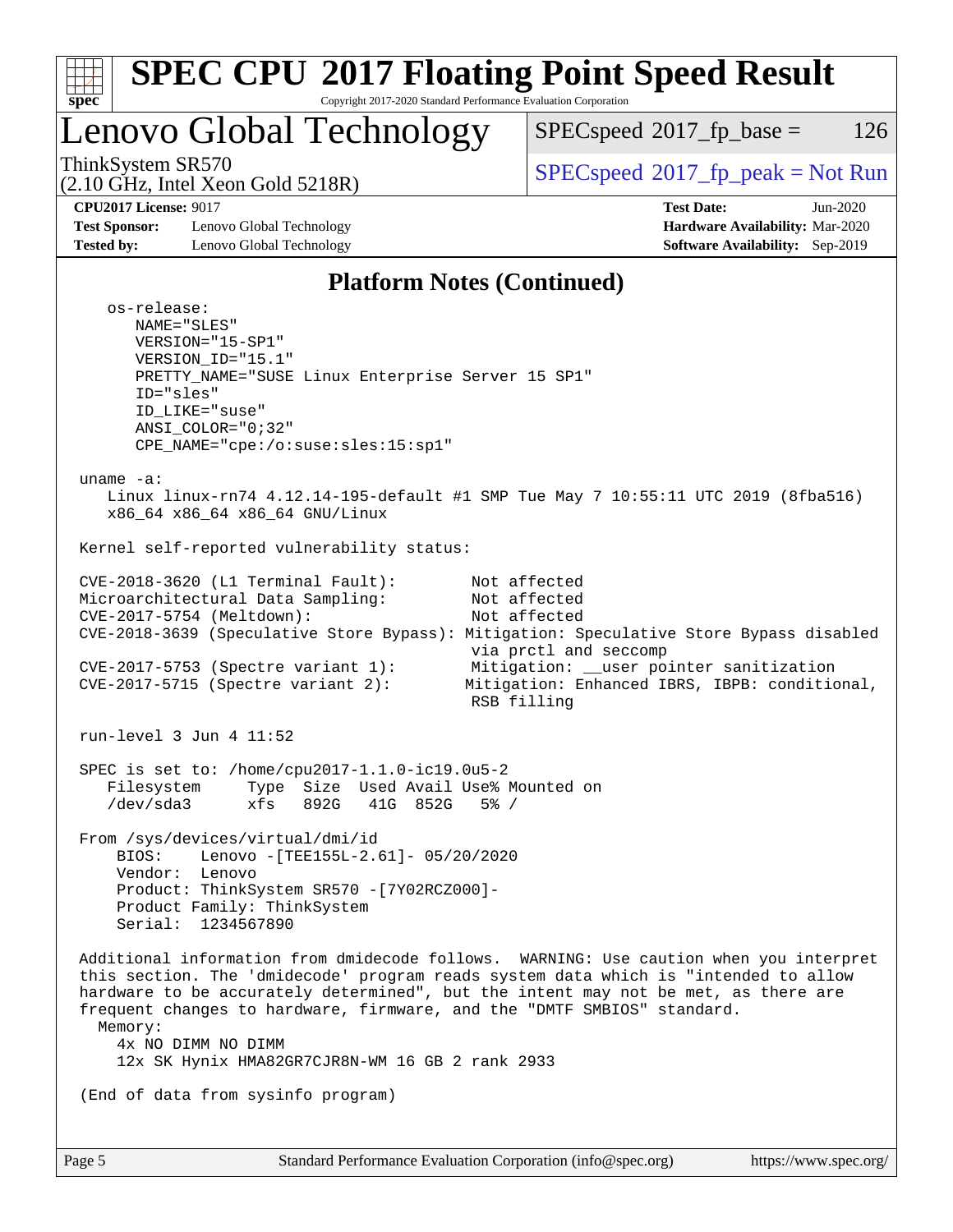## Platform Notes (Continued)

```
    os-release:
       NAME="SLES"
       VERSION="15-SP1"
       VERSION_ID="15.1"
       PRETTY_NAME="SUSE Linux Enterprise Server 15 SP1"
       ID="sles"
       ID_LIKE="suse"
       ANSI_COLOR="0;32"
       CPE_NAME="cpe:/o:suse:sles:15:sp1"

 uname -a:
    Linux linux-rn74 4.12.14-195-default #1 SMP Tue May 7 10:55:11 UTC 2019 (8fba516)
    x86_64 x86_64 x86_64 GNU/Linux

 Kernel self-reported vulnerability status:

 CVE-2018-3620 (L1 Terminal Fault):        Not affected
 Microarchitectural Data Sampling:         Not affected
 CVE-2017-5754 (Meltdown):                 Not affected
 CVE-2018-3639 (Speculative Store Bypass): Mitigation: Speculative Store Bypass disabled
                                           via prctl and seccomp
 CVE-2017-5753 (Spectre variant 1):        Mitigation: __user pointer sanitization
 CVE-2017-5715 (Spectre variant 2):        Mitigation: Enhanced IBRS, IBPB: conditional,
                                           RSB filling

 run-level 3 Jun 4 11:52

 SPEC is set to: /home/cpu2017-1.1.0-ic19.0u5-2
    Filesystem     Type  Size  Used Avail Use% Mounted on
    /dev/sda3      xfs   892G   41G  852G   5% /

 From /sys/devices/virtual/dmi/id
     BIOS:    Lenovo -[TEE155L-2.61]- 05/20/2020
     Vendor:  Lenovo
     Product: ThinkSystem SR570 -[7Y02RCZ000]-
     Product Family: ThinkSystem
     Serial:  1234567890

 Additional information from dmidecode follows.  WARNING: Use caution when you interpret
 this section. The 'dmidecode' program reads system data which is "intended to allow
 hardware to be accurately determined", but the intent may not be met, as there are
 frequent changes to hardware, firmware, and the "DMTF SMBIOS" standard.
   Memory:
     4x NO DIMM NO DIMM
     12x SK Hynix HMA82GR7CJR8N-WM 16 GB 2 rank 2933

 (End of data from sysinfo program)
```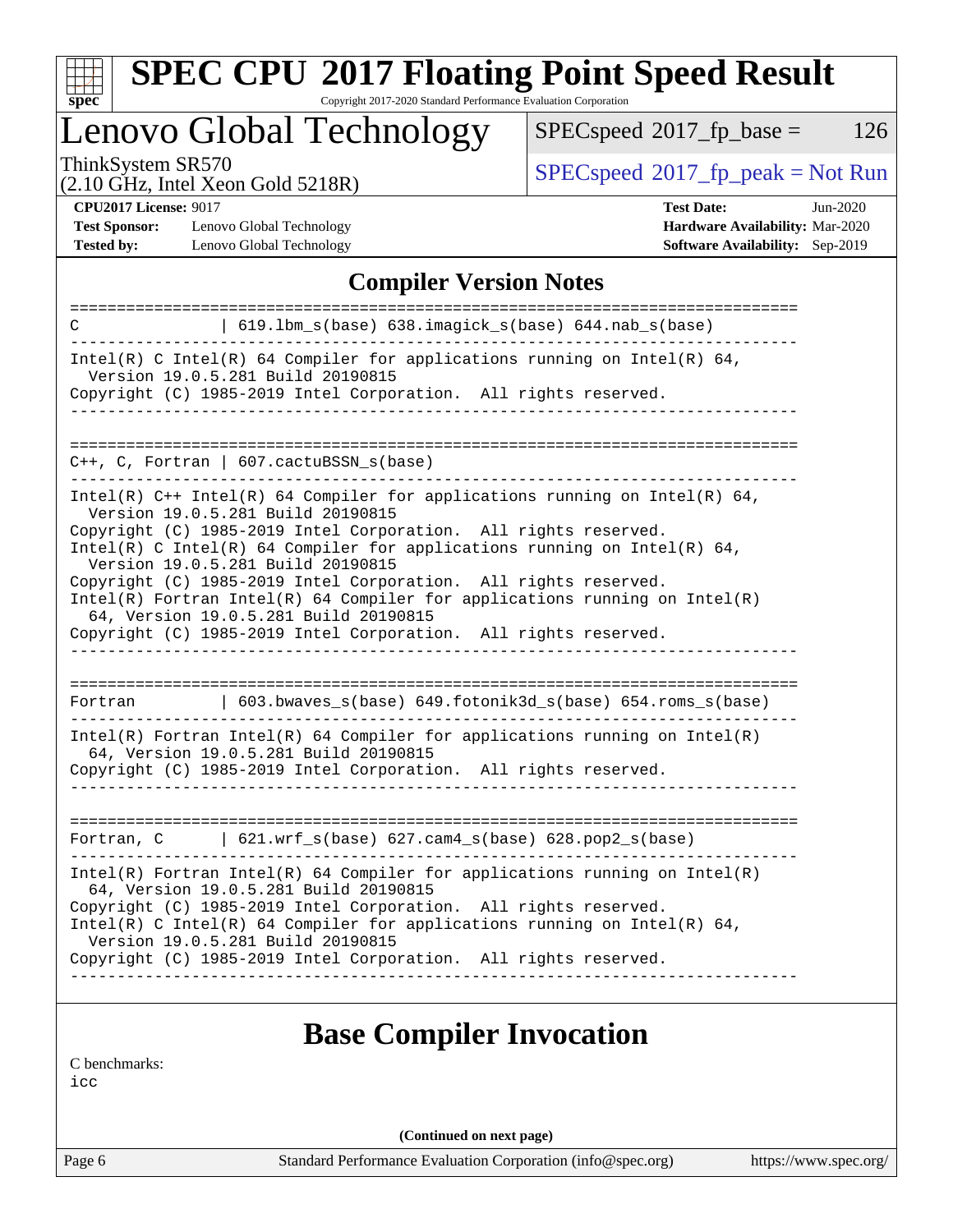## Compiler Version Notes

```
==============================================================================
C               | 619.lbm_s(base) 638.imagick_s(base) 644.nab_s(base)
------------------------------------------------------------------------------
Intel(R) C Intel(R) 64 Compiler for applications running on Intel(R) 64,
  Version 19.0.5.281 Build 20190815
Copyright (C) 1985-2019 Intel Corporation.  All rights reserved.
------------------------------------------------------------------------------

==============================================================================
C++, C, Fortran | 607.cactuBSSN_s(base)
------------------------------------------------------------------------------
Intel(R) C++ Intel(R) 64 Compiler for applications running on Intel(R) 64,
  Version 19.0.5.281 Build 20190815
Copyright (C) 1985-2019 Intel Corporation.  All rights reserved.
Intel(R) C Intel(R) 64 Compiler for applications running on Intel(R) 64,
  Version 19.0.5.281 Build 20190815
Copyright (C) 1985-2019 Intel Corporation.  All rights reserved.
Intel(R) Fortran Intel(R) 64 Compiler for applications running on Intel(R)
  64, Version 19.0.5.281 Build 20190815
Copyright (C) 1985-2019 Intel Corporation.  All rights reserved.
------------------------------------------------------------------------------

==============================================================================
Fortran         | 603.bwaves_s(base) 649.fotonik3d_s(base) 654.roms_s(base)
------------------------------------------------------------------------------
Intel(R) Fortran Intel(R) 64 Compiler for applications running on Intel(R)
  64, Version 19.0.5.281 Build 20190815
Copyright (C) 1985-2019 Intel Corporation.  All rights reserved.
------------------------------------------------------------------------------

==============================================================================
Fortran, C      | 621.wrf_s(base) 627.cam4_s(base) 628.pop2_s(base)
------------------------------------------------------------------------------
Intel(R) Fortran Intel(R) 64 Compiler for applications running on Intel(R)
  64, Version 19.0.5.281 Build 20190815
Copyright (C) 1985-2019 Intel Corporation.  All rights reserved.
Intel(R) C Intel(R) 64 Compiler for applications running on Intel(R) 64,
  Version 19.0.5.281 Build 20190815
Copyright (C) 1985-2019 Intel Corporation.  All rights reserved.
------------------------------------------------------------------------------
```

## Base Compiler Invocation

C benchmarks:
icc

(Continued on next page)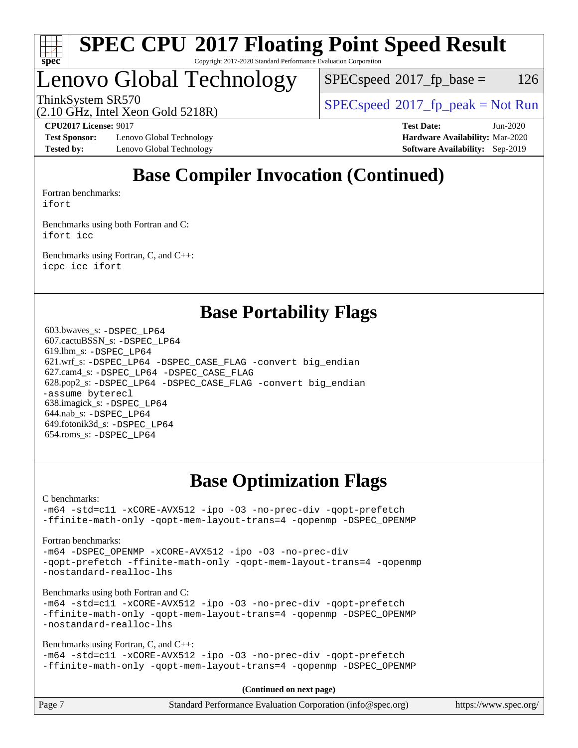# SPEC CPU 2017 Floating Point Speed Result

Copyright 2017-2020 Standard Performance Evaluation Corporation

## Lenovo Global Technology

ThinkSystem SR570
(2.10 GHz, Intel Xeon Gold 5218R)

SPECspeed 2017_fp_base = 126

SPECspeed 2017_fp_peak = Not Run

**CPU2017 License:** 9017
**Test Sponsor:** Lenovo Global Technology
**Tested by:** Lenovo Global Technology

**Test Date:** Jun-2020
**Hardware Availability:** Mar-2020
**Software Availability:** Sep-2019

## Base Compiler Invocation (Continued)

Fortran benchmarks:
ifort

Benchmarks using both Fortran and C:
ifort icc

Benchmarks using Fortran, C, and C++:
icpc icc ifort

## Base Portability Flags

603.bwaves_s: -DSPEC_LP64
607.cactuBSSN_s: -DSPEC_LP64
619.lbm_s: -DSPEC_LP64
621.wrf_s: -DSPEC_LP64 -DSPEC_CASE_FLAG -convert big_endian
627.cam4_s: -DSPEC_LP64 -DSPEC_CASE_FLAG
628.pop2_s: -DSPEC_LP64 -DSPEC_CASE_FLAG -convert big_endian -assume byterecl
638.imagick_s: -DSPEC_LP64
644.nab_s: -DSPEC_LP64
649.fotonik3d_s: -DSPEC_LP64
654.roms_s: -DSPEC_LP64

## Base Optimization Flags

C benchmarks:
-m64 -std=c11 -xCORE-AVX512 -ipo -O3 -no-prec-div -qopt-prefetch -ffinite-math-only -qopt-mem-layout-trans=4 -qopenmp -DSPEC_OPENMP

Fortran benchmarks:
-m64 -DSPEC_OPENMP -xCORE-AVX512 -ipo -O3 -no-prec-div -qopt-prefetch -ffinite-math-only -qopt-mem-layout-trans=4 -qopenmp -nostandard-realloc-lhs

Benchmarks using both Fortran and C:
-m64 -std=c11 -xCORE-AVX512 -ipo -O3 -no-prec-div -qopt-prefetch -ffinite-math-only -qopt-mem-layout-trans=4 -qopenmp -DSPEC_OPENMP -nostandard-realloc-lhs

Benchmarks using Fortran, C, and C++:
-m64 -std=c11 -xCORE-AVX512 -ipo -O3 -no-prec-div -qopt-prefetch -ffinite-math-only -qopt-mem-layout-trans=4 -qopenmp -DSPEC_OPENMP

**(Continued on next page)**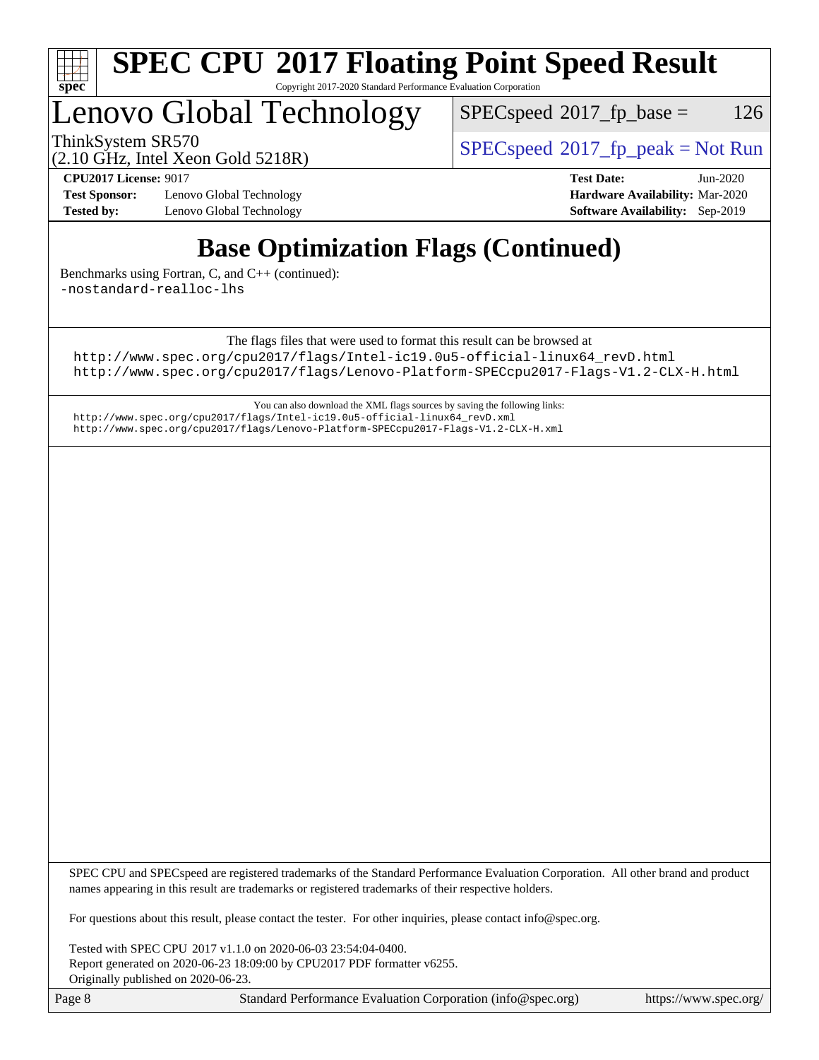## Base Optimization Flags (Continued)

Benchmarks using Fortran, C, and C++ (continued):
-nostandard-realloc-lhs

The flags files that were used to format this result can be browsed at
http://www.spec.org/cpu2017/flags/Intel-ic19.0u5-official-linux64_revD.html
http://www.spec.org/cpu2017/flags/Lenovo-Platform-SPECcpu2017-Flags-V1.2-CLX-H.html

You can also download the XML flags sources by saving the following links:
http://www.spec.org/cpu2017/flags/Intel-ic19.0u5-official-linux64_revD.xml
http://www.spec.org/cpu2017/flags/Lenovo-Platform-SPECcpu2017-Flags-V1.2-CLX-H.xml

SPEC CPU and SPECspeed are registered trademarks of the Standard Performance Evaluation Corporation. All other brand and product names appearing in this result are trademarks or registered trademarks of their respective holders.

For questions about this result, please contact the tester. For other inquiries, please contact info@spec.org.

Tested with SPEC CPU 2017 v1.1.0 on 2020-06-03 23:54:04-0400.
Report generated on 2020-06-23 18:09:00 by CPU2017 PDF formatter v6255.
Originally published on 2020-06-23.